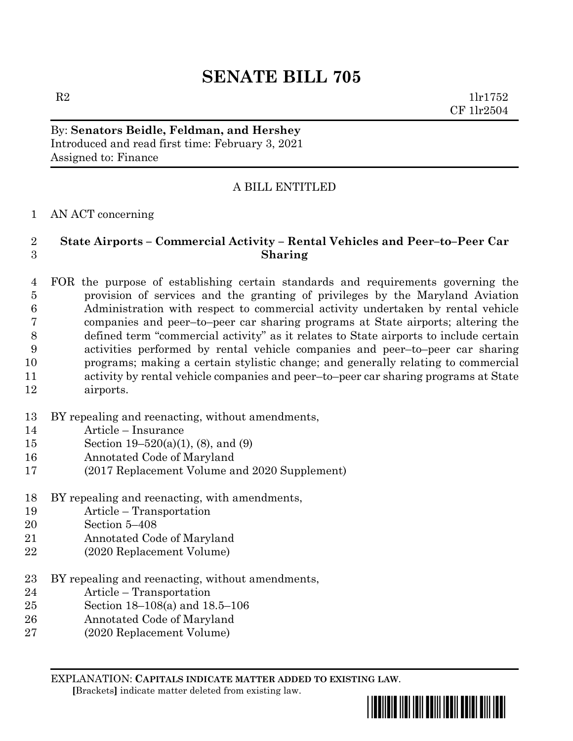# SENATE BILL 705

R2 1lr1752
CF 1lr2504

By: **Senators Beidle, Feldman, and Hershey**
Introduced and read first time: February 3, 2021
Assigned to: Finance

A BILL ENTITLED

1 AN ACT concerning

2 **State Airports – Commercial Activity – Rental Vehicles and Peer–to–Peer Car**
3 **Sharing**

4 FOR the purpose of establishing certain standards and requirements governing the
5 provision of services and the granting of privileges by the Maryland Aviation
6 Administration with respect to commercial activity undertaken by rental vehicle
7 companies and peer–to–peer car sharing programs at State airports; altering the
8 defined term "commercial activity" as it relates to State airports to include certain
9 activities performed by rental vehicle companies and peer–to–peer car sharing
10 programs; making a certain stylistic change; and generally relating to commercial
11 activity by rental vehicle companies and peer–to–peer car sharing programs at State
12 airports.

13 BY repealing and reenacting, without amendments,
14 Article – Insurance
15 Section 19–520(a)(1), (8), and (9)
16 Annotated Code of Maryland
17 (2017 Replacement Volume and 2020 Supplement)

18 BY repealing and reenacting, with amendments,
19 Article – Transportation
20 Section 5–408
21 Annotated Code of Maryland
22 (2020 Replacement Volume)

23 BY repealing and reenacting, without amendments,
24 Article – Transportation
25 Section 18–108(a) and 18.5–106
26 Annotated Code of Maryland
27 (2020 Replacement Volume)

EXPLANATION: **CAPITALS INDICATE MATTER ADDED TO EXISTING LAW.**
[Brackets] indicate matter deleted from existing law.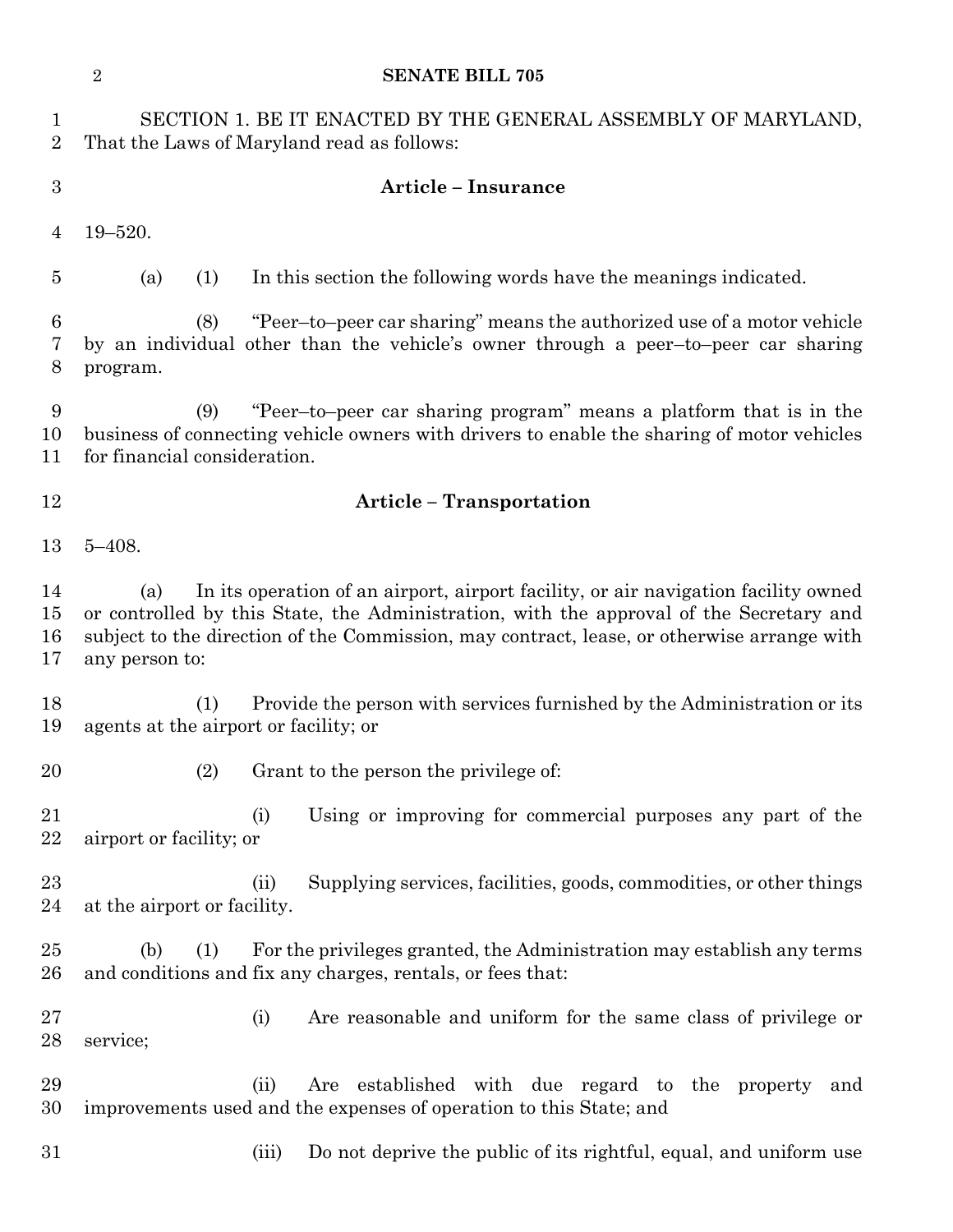SECTION 1. BE IT ENACTED BY THE GENERAL ASSEMBLY OF MARYLAND, That the Laws of Maryland read as follows:

**Article – Insurance**

19–520.

(a) (1) In this section the following words have the meanings indicated.

(8) "Peer–to–peer car sharing" means the authorized use of a motor vehicle by an individual other than the vehicle's owner through a peer–to–peer car sharing program.

(9) "Peer–to–peer car sharing program" means a platform that is in the business of connecting vehicle owners with drivers to enable the sharing of motor vehicles for financial consideration.

**Article – Transportation**

5–408.

(a) In its operation of an airport, airport facility, or air navigation facility owned or controlled by this State, the Administration, with the approval of the Secretary and subject to the direction of the Commission, may contract, lease, or otherwise arrange with any person to:

(1) Provide the person with services furnished by the Administration or its agents at the airport or facility; or

(2) Grant to the person the privilege of:

(i) Using or improving for commercial purposes any part of the airport or facility; or

(ii) Supplying services, facilities, goods, commodities, or other things at the airport or facility.

(b) (1) For the privileges granted, the Administration may establish any terms and conditions and fix any charges, rentals, or fees that:

(i) Are reasonable and uniform for the same class of privilege or service;

(ii) Are established with due regard to the property and improvements used and the expenses of operation to this State; and

(iii) Do not deprive the public of its rightful, equal, and uniform use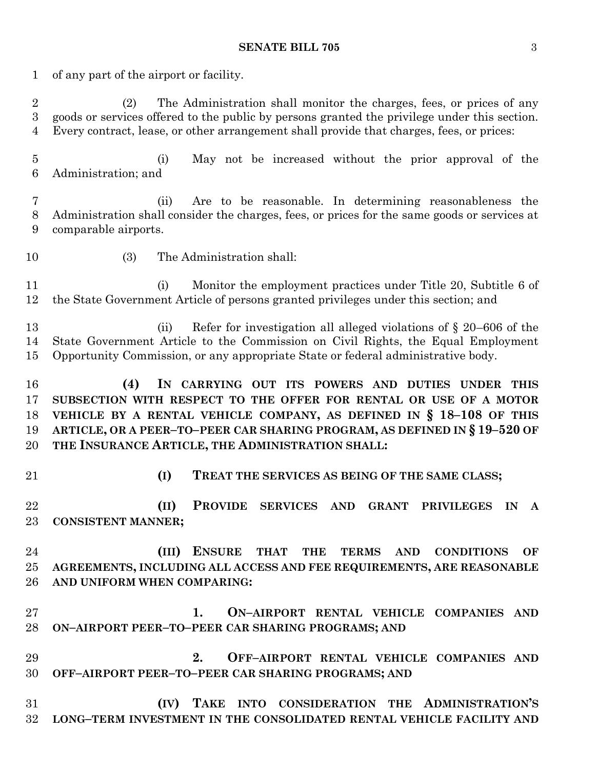of any part of the airport or facility.

(2) The Administration shall monitor the charges, fees, or prices of any goods or services offered to the public by persons granted the privilege under this section. Every contract, lease, or other arrangement shall provide that charges, fees, or prices:

(i) May not be increased without the prior approval of the Administration; and

(ii) Are to be reasonable. In determining reasonableness the Administration shall consider the charges, fees, or prices for the same goods or services at comparable airports.

(3) The Administration shall:

(i) Monitor the employment practices under Title 20, Subtitle 6 of the State Government Article of persons granted privileges under this section; and

(ii) Refer for investigation all alleged violations of § 20–606 of the State Government Article to the Commission on Civil Rights, the Equal Employment Opportunity Commission, or any appropriate State or federal administrative body.

**(4) IN CARRYING OUT ITS POWERS AND DUTIES UNDER THIS SUBSECTION WITH RESPECT TO THE OFFER FOR RENTAL OR USE OF A MOTOR VEHICLE BY A RENTAL VEHICLE COMPANY, AS DEFINED IN § 18–108 OF THIS ARTICLE, OR A PEER–TO–PEER CAR SHARING PROGRAM, AS DEFINED IN § 19–520 OF THE INSURANCE ARTICLE, THE ADMINISTRATION SHALL:**

**(I) TREAT THE SERVICES AS BEING OF THE SAME CLASS;**

**(II) PROVIDE SERVICES AND GRANT PRIVILEGES IN A CONSISTENT MANNER;**

**(III) ENSURE THAT THE TERMS AND CONDITIONS OF AGREEMENTS, INCLUDING ALL ACCESS AND FEE REQUIREMENTS, ARE REASONABLE AND UNIFORM WHEN COMPARING:**

**1. ON–AIRPORT RENTAL VEHICLE COMPANIES AND ON–AIRPORT PEER–TO–PEER CAR SHARING PROGRAMS; AND**

**2. OFF–AIRPORT RENTAL VEHICLE COMPANIES AND OFF–AIRPORT PEER–TO–PEER CAR SHARING PROGRAMS; AND**

**(IV) TAKE INTO CONSIDERATION THE ADMINISTRATION'S LONG–TERM INVESTMENT IN THE CONSOLIDATED RENTAL VEHICLE FACILITY AND**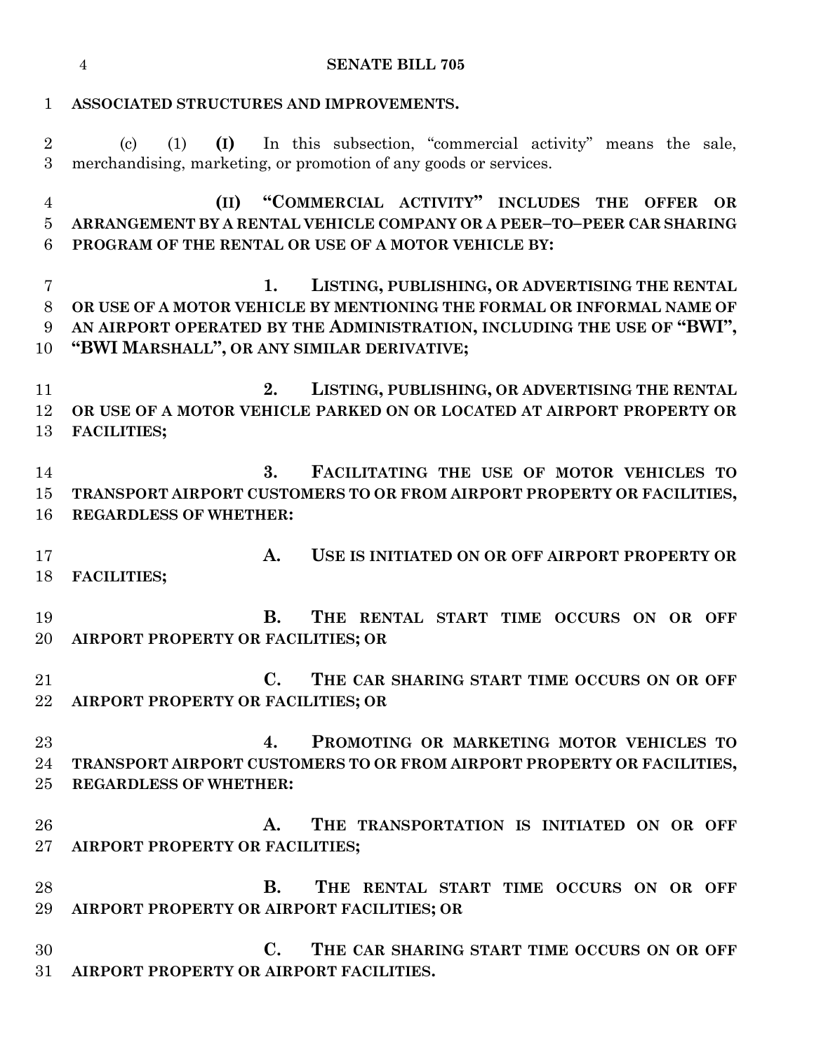**ASSOCIATED STRUCTURES AND IMPROVEMENTS.**

(c) (1) **(I)** In this subsection, "commercial activity" means the sale, merchandising, marketing, or promotion of any goods or services.

**(II) "COMMERCIAL ACTIVITY" INCLUDES THE OFFER OR ARRANGEMENT BY A RENTAL VEHICLE COMPANY OR A PEER–TO–PEER CAR SHARING PROGRAM OF THE RENTAL OR USE OF A MOTOR VEHICLE BY:**

**1. LISTING, PUBLISHING, OR ADVERTISING THE RENTAL OR USE OF A MOTOR VEHICLE BY MENTIONING THE FORMAL OR INFORMAL NAME OF AN AIRPORT OPERATED BY THE ADMINISTRATION, INCLUDING THE USE OF "BWI", "BWI MARSHALL", OR ANY SIMILAR DERIVATIVE;**

**2. LISTING, PUBLISHING, OR ADVERTISING THE RENTAL OR USE OF A MOTOR VEHICLE PARKED ON OR LOCATED AT AIRPORT PROPERTY OR FACILITIES;**

**3. FACILITATING THE USE OF MOTOR VEHICLES TO TRANSPORT AIRPORT CUSTOMERS TO OR FROM AIRPORT PROPERTY OR FACILITIES, REGARDLESS OF WHETHER:**

**A. USE IS INITIATED ON OR OFF AIRPORT PROPERTY OR FACILITIES;**

**B. THE RENTAL START TIME OCCURS ON OR OFF AIRPORT PROPERTY OR FACILITIES; OR**

**C. THE CAR SHARING START TIME OCCURS ON OR OFF AIRPORT PROPERTY OR FACILITIES; OR**

**4. PROMOTING OR MARKETING MOTOR VEHICLES TO TRANSPORT AIRPORT CUSTOMERS TO OR FROM AIRPORT PROPERTY OR FACILITIES, REGARDLESS OF WHETHER:**

**A. THE TRANSPORTATION IS INITIATED ON OR OFF AIRPORT PROPERTY OR FACILITIES;**

**B. THE RENTAL START TIME OCCURS ON OR OFF AIRPORT PROPERTY OR AIRPORT FACILITIES; OR**

**C. THE CAR SHARING START TIME OCCURS ON OR OFF AIRPORT PROPERTY OR AIRPORT FACILITIES.**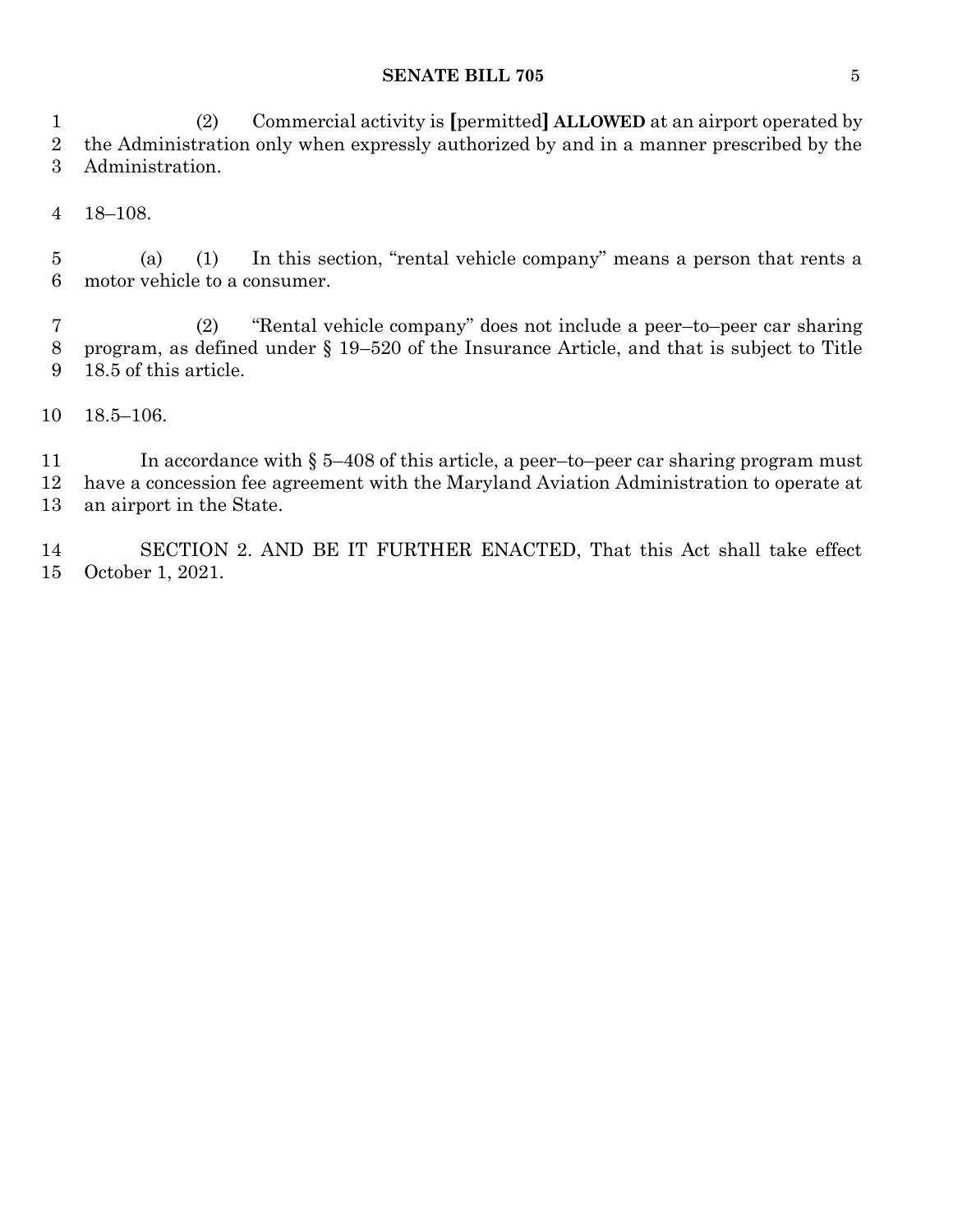(2) Commercial activity is [permitted] **ALLOWED** at an airport operated by the Administration only when expressly authorized by and in a manner prescribed by the Administration.

18–108.

(a) (1) In this section, "rental vehicle company" means a person that rents a motor vehicle to a consumer.

(2) "Rental vehicle company" does not include a peer–to–peer car sharing program, as defined under § 19–520 of the Insurance Article, and that is subject to Title 18.5 of this article.

18.5–106.

In accordance with § 5–408 of this article, a peer–to–peer car sharing program must have a concession fee agreement with the Maryland Aviation Administration to operate at an airport in the State.

SECTION 2. AND BE IT FURTHER ENACTED, That this Act shall take effect October 1, 2021.